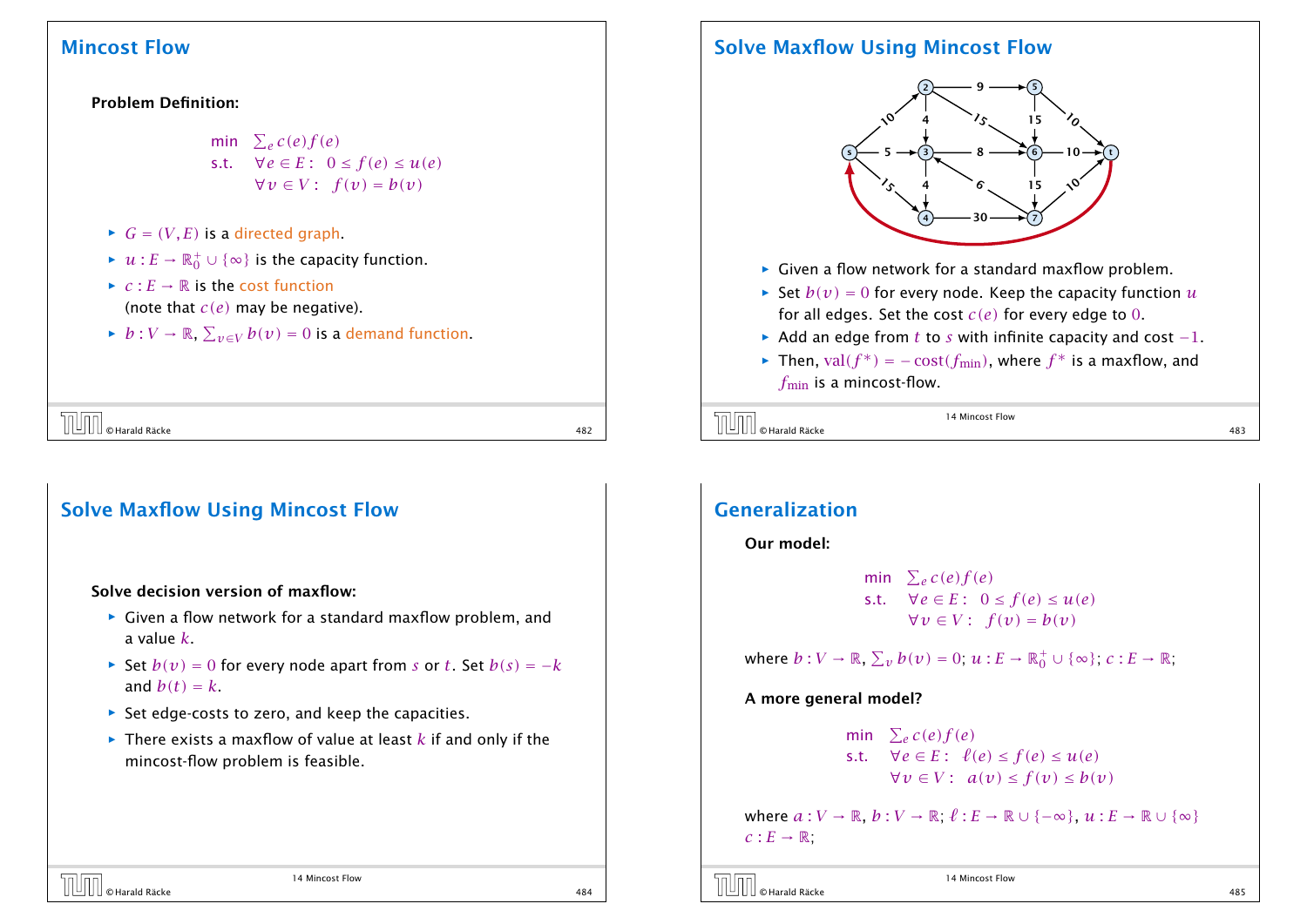## Mincost Flow

**Problem Definition:**

$$
\begin{aligned}
\text{min} \quad & \textstyle\sum_e c(e)f(e) \\
\text{s.t.} \quad & \forall e \in E: \; 0 \le f(e) \le u(e) \\
& \forall v \in V: \; f(v) = b(v)
\end{aligned}
$$

- $G = (V, E)$ is a directed graph.
- $u : E \to \mathbb{R}_0^+ \cup \{\infty\}$ is the capacity function.
- $c : E \to \mathbb{R}$ is the cost function (note that $c(e)$ may be negative).
- $b : V \to \mathbb{R}$, $\sum_{v \in V} b(v) = 0$ is a demand function.

## Solve Maxflow Using Mincost Flow

- Given a flow network for a standard maxflow problem.
- Set $b(v) = 0$ for every node. Keep the capacity function $u$ for all edges. Set the cost $c(e)$ for every edge to $0$.
- Add an edge from $t$ to $s$ with infinite capacity and cost $-1$.
- Then, $\text{val}(f^*) = -\text{cost}(f_{\text{min}})$, where $f^*$ is a maxflow, and $f_{\text{min}}$ is a mincost-flow.

## Solve Maxflow Using Mincost Flow

**Solve decision version of maxflow:**

- Given a flow network for a standard maxflow problem, and a value $k$.
- Set $b(v) = 0$ for every node apart from $s$ or $t$. Set $b(s) = -k$ and $b(t) = k$.
- Set edge-costs to zero, and keep the capacities.
- There exists a maxflow of value at least $k$ if and only if the mincost-flow problem is feasible.

## Generalization

**Our model:**

$$
\begin{aligned}
\text{min} \quad & \textstyle\sum_e c(e)f(e) \\
\text{s.t.} \quad & \forall e \in E: \; 0 \le f(e) \le u(e) \\
& \forall v \in V: \; f(v) = b(v)
\end{aligned}
$$

where $b : V \to \mathbb{R}$, $\sum_v b(v) = 0$; $u : E \to \mathbb{R}_0^+ \cup \{\infty\}$; $c : E \to \mathbb{R}$;

**A more general model?**

$$
\begin{aligned}
\text{min} \quad & \textstyle\sum_e c(e)f(e) \\
\text{s.t.} \quad & \forall e \in E: \; \ell(e) \le f(e) \le u(e) \\
& \forall v \in V: \; a(v) \le f(v) \le b(v)
\end{aligned}
$$

where $a : V \to \mathbb{R}$, $b : V \to \mathbb{R}$; $\ell : E \to \mathbb{R} \cup \{-\infty\}$, $u : E \to \mathbb{R} \cup \{\infty\}$ $c : E \to \mathbb{R}$;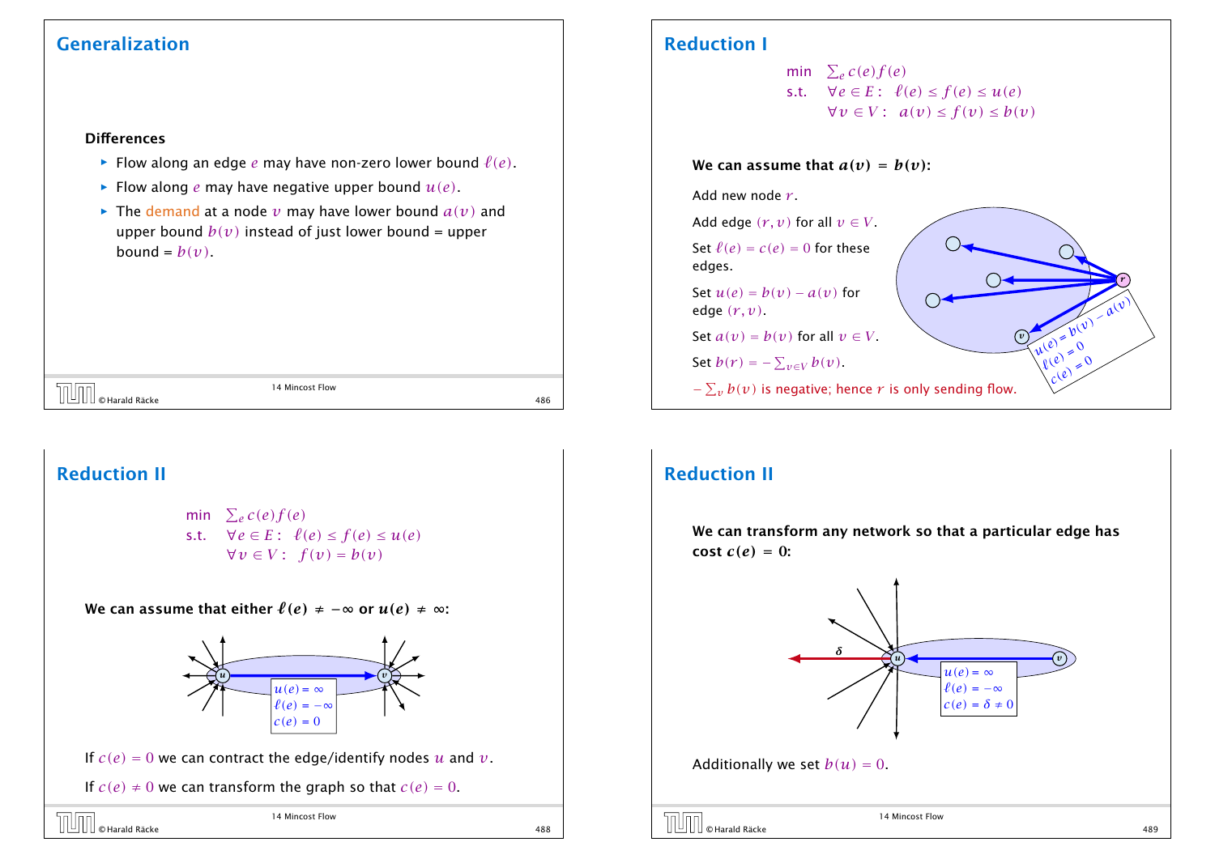## Generalization

**Differences**

- Flow along an edge $e$ may have non-zero lower bound $\ell(e)$.
- Flow along $e$ may have negative upper bound $u(e)$.
- The demand at a node $v$ may have lower bound $a(v)$ and upper bound $b(v)$ instead of just lower bound = upper bound = $b(v)$.

## Reduction I

$$\begin{aligned} \min \quad & \textstyle\sum_e c(e)f(e) \\ \text{s.t.} \quad & \forall e \in E: \; \ell(e) \le f(e) \le u(e) \\ & \forall v \in V: \; a(v) \le f(v) \le b(v) \end{aligned}$$

**We can assume that $a(v) = b(v)$:**

Add new node $r$.

Add edge $(r,v)$ for all $v \in V$.

Set $\ell(e) = c(e) = 0$ for these edges.

Set $u(e) = b(v) - a(v)$ for edge $(r,v)$.

Set $a(v) = b(v)$ for all $v \in V$.

Set $b(r) = -\sum_{v \in V} b(v)$.

$-\sum_v b(v)$ is negative; hence $r$ is only sending flow.

$u(e) = b(v) - a(v)$
$\ell(e) = 0$
$c(e) = 0$

## Reduction II

$$\begin{aligned} \min \quad & \textstyle\sum_e c(e)f(e) \\ \text{s.t.} \quad & \forall e \in E: \; \ell(e) \le f(e) \le u(e) \\ & \forall v \in V: \; f(v) = b(v) \end{aligned}$$

**We can assume that either $\ell(e) \neq -\infty$ or $u(e) \neq \infty$:**

$u(e) = \infty$
$\ell(e) = -\infty$
$c(e) = 0$

If $c(e) = 0$ we can contract the edge/identify nodes $u$ and $v$.

If $c(e) \neq 0$ we can transform the graph so that $c(e) = 0$.

## Reduction II

**We can transform any network so that a particular edge has cost $c(e) = 0$:**

$\delta$

$u(e) = \infty$
$\ell(e) = -\infty$
$c(e) = \delta \neq 0$

Additionally we set $b(u) = 0$.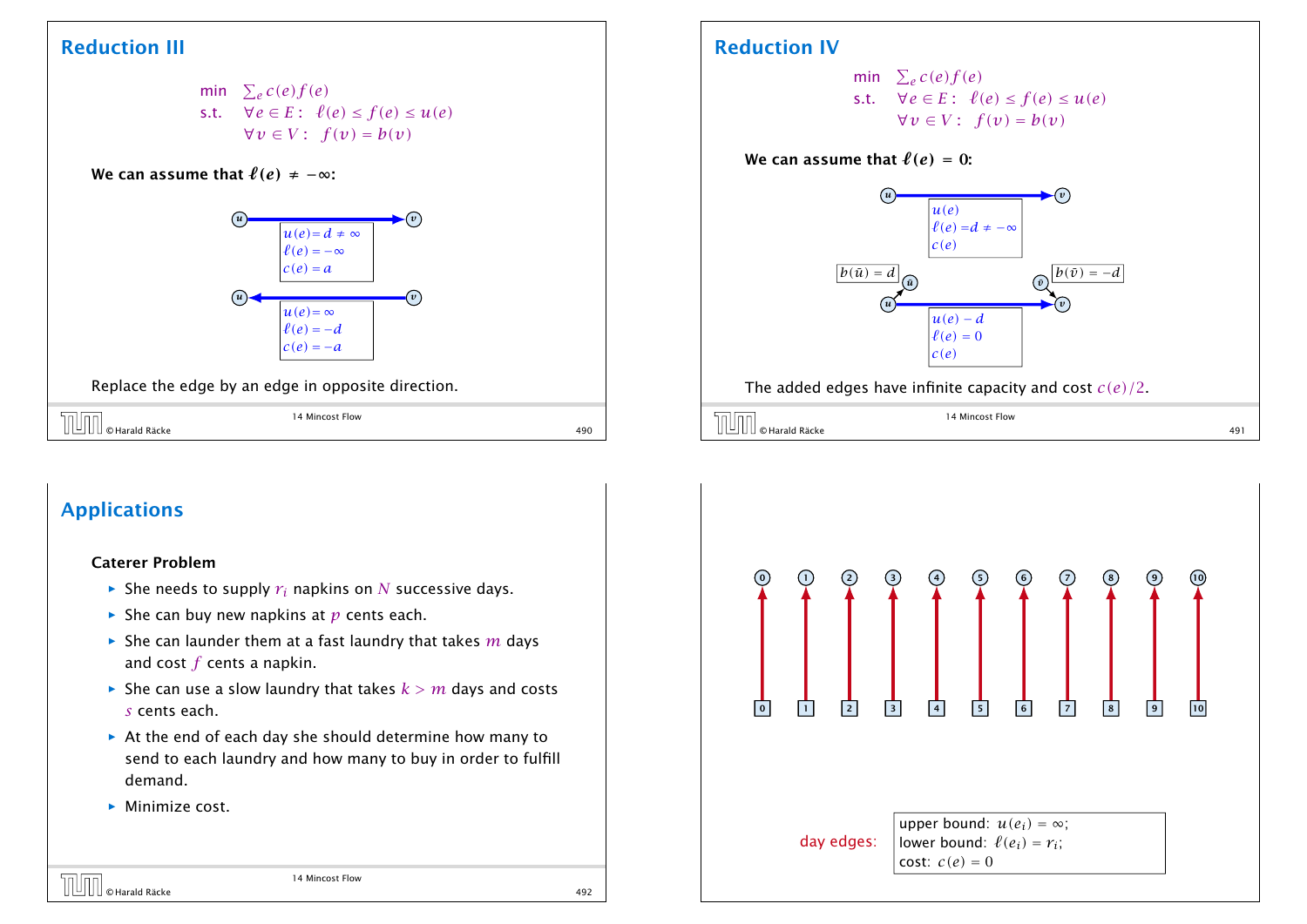## Reduction III

$$\begin{aligned} \text{min} \quad & \textstyle\sum_e c(e)f(e) \\ \text{s.t.} \quad & \forall e \in E: \;\; \ell(e) \le f(e) \le u(e) \\ & \forall v \in V: \;\; f(v) = b(v) \end{aligned}$$

**We can assume that $\ell(e) \neq -\infty$:**

$u \to v$: $u(e) = d \neq \infty$, $\ell(e) = -\infty$, $c(e) = a$

$v \to u$: $u(e) = \infty$, $\ell(e) = -d$, $c(e) = -a$

Replace the edge by an edge in opposite direction.

## Reduction IV

$$\begin{aligned} \text{min} \quad & \textstyle\sum_e c(e)f(e) \\ \text{s.t.} \quad & \forall e \in E: \;\; \ell(e) \le f(e) \le u(e) \\ & \forall v \in V: \;\; f(v) = b(v) \end{aligned}$$

**We can assume that $\ell(e) = 0$:**

$u \to v$: $u(e)$, $\ell(e) = d \neq -\infty$, $c(e)$

$b(\bar{u}) = d$, $b(\bar{v}) = -d$

$u \to v$: $u(e) - d$, $\ell(e) = 0$, $c(e)$

The added edges have infinite capacity and cost $c(e)/2$.

## Applications

**Caterer Problem**

- She needs to supply $r_i$ napkins on $N$ successive days.
- She can buy new napkins at $p$ cents each.
- She can launder them at a fast laundry that takes $m$ days and cost $f$ cents a napkin.
- She can use a slow laundry that takes $k > m$ days and costs $s$ cents each.
- At the end of each day she should determine how many to send to each laundry and how many to buy in order to fulfill demand.
- Minimize cost.

day edges: upper bound: $u(e_i) = \infty$; lower bound: $\ell(e_i) = r_i$; cost: $c(e) = 0$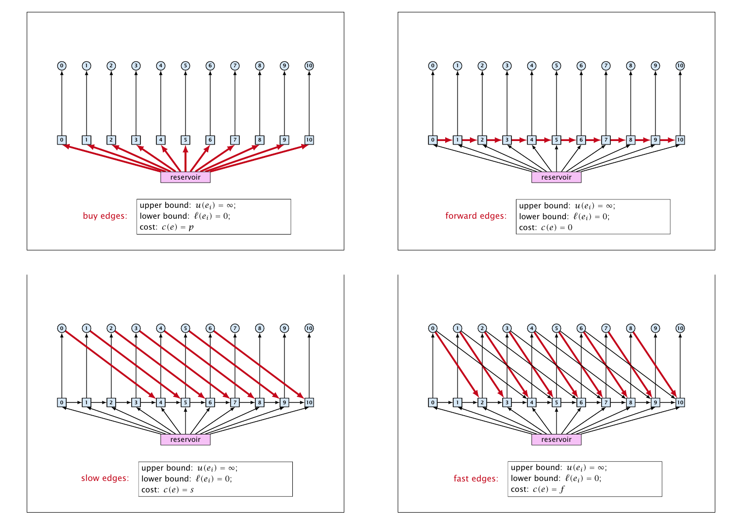buy edges:

upper bound: $u(e_i) = \infty$;
lower bound: $\ell(e_i) = 0$;
cost: $c(e) = p$

forward edges:

upper bound: $u(e_i) = \infty$;
lower bound: $\ell(e_i) = 0$;
cost: $c(e) = 0$

slow edges:

upper bound: $u(e_i) = \infty$;
lower bound: $\ell(e_i) = 0$;
cost: $c(e) = s$

fast edges:

upper bound: $u(e_i) = \infty$;
lower bound: $\ell(e_i) = 0$;
cost: $c(e) = f$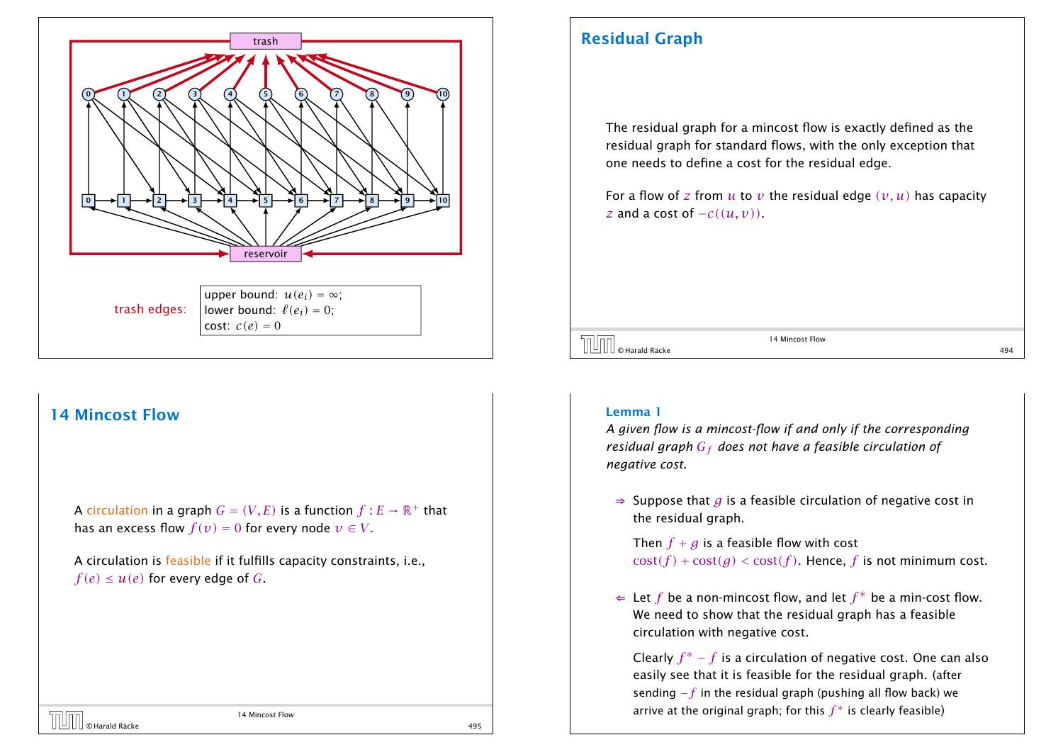trash edges:

upper bound: $u(e_i) = \infty$;
lower bound: $\ell(e_i) = 0$;
cost: $c(e) = 0$

## Residual Graph

The residual graph for a mincost flow is exactly defined as the residual graph for standard flows, with the only exception that one needs to define a cost for the residual edge.

For a flow of $z$ from $u$ to $v$ the residual edge $(v, u)$ has capacity $z$ and a cost of $-c((u, v))$.

## 14 Mincost Flow

A circulation in a graph $G = (V, E)$ is a function $f : E \to \mathbb{R}^+$ that has an excess flow $f(v) = 0$ for every node $v \in V$.

A circulation is feasible if it fulfills capacity constraints, i.e., $f(e) \leq u(e)$ for every edge of $G$.

**Lemma 1**

*A given flow is a mincost-flow if and only if the corresponding residual graph $G_f$ does not have a feasible circulation of negative cost.*

- ⇒ Suppose that $g$ is a feasible circulation of negative cost in the residual graph.

  Then $f + g$ is a feasible flow with cost $\text{cost}(f) + \text{cost}(g) < \text{cost}(f)$. Hence, $f$ is not minimum cost.

- ⇐ Let $f$ be a non-mincost flow, and let $f^*$ be a min-cost flow. We need to show that the residual graph has a feasible circulation with negative cost.

  Clearly $f^* - f$ is a circulation of negative cost. One can also easily see that it is feasible for the residual graph. (after sending $-f$ in the residual graph (pushing all flow back) we arrive at the original graph; for this $f^*$ is clearly feasible)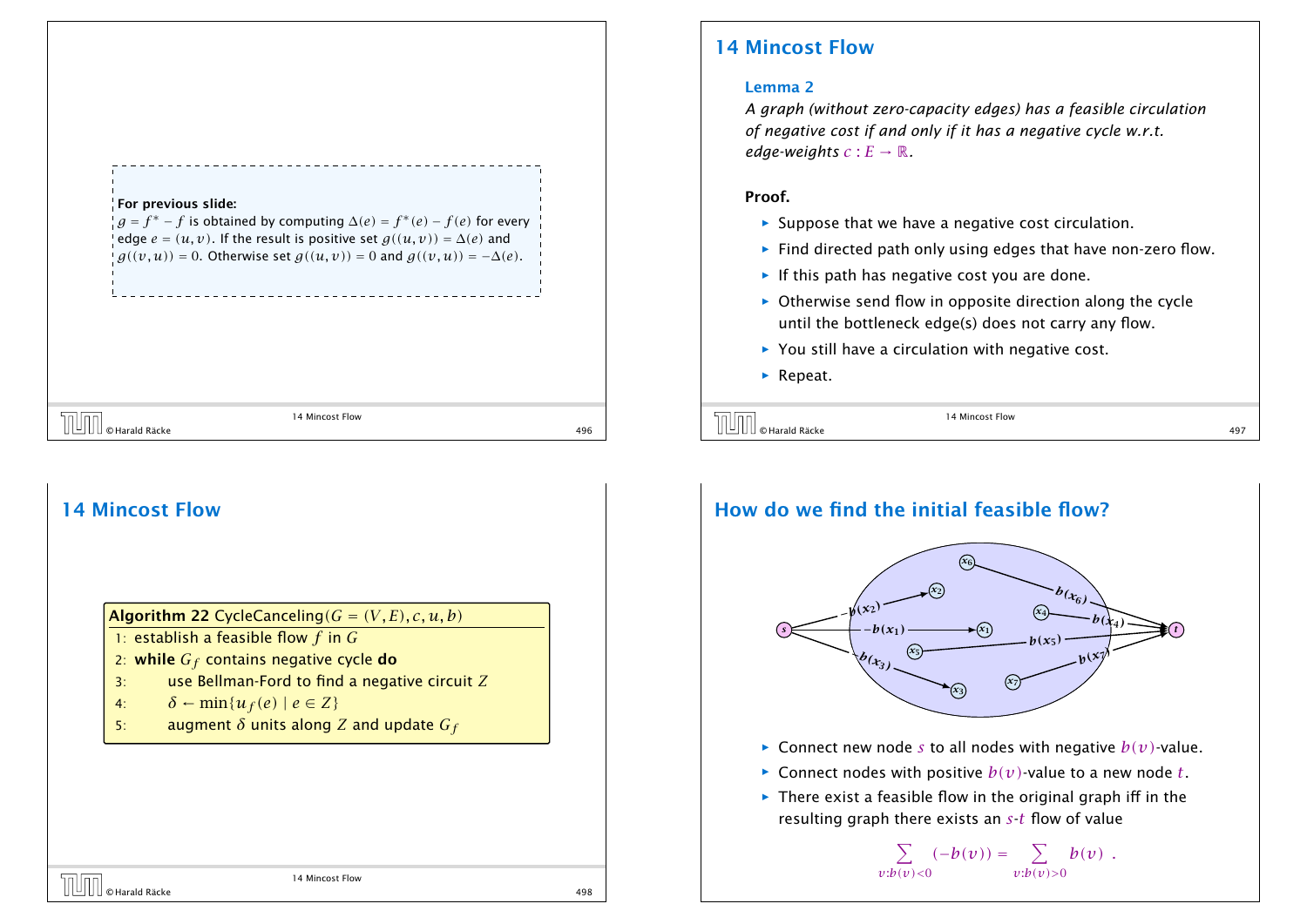**For previous slide:**
$g = f^* - f$ is obtained by computing $\Delta(e) = f^*(e) - f(e)$ for every edge $e = (u, v)$. If the result is positive set $g((u,v)) = \Delta(e)$ and $g((v,u)) = 0$. Otherwise set $g((u,v)) = 0$ and $g((v,u)) = -\Delta(e)$.

## 14 Mincost Flow

**Lemma 2**

*A graph (without zero-capacity edges) has a feasible circulation of negative cost if and only if it has a negative cycle w.r.t. edge-weights $c : E \to \mathbb{R}$.*

**Proof.**

- Suppose that we have a negative cost circulation.
- Find directed path only using edges that have non-zero flow.
- If this path has negative cost you are done.
- Otherwise send flow in opposite direction along the cycle until the bottleneck edge(s) does not carry any flow.
- You still have a circulation with negative cost.
- Repeat.

## 14 Mincost Flow

**Algorithm 22** CycleCanceling$(G = (V, E), c, u, b)$

```
1: establish a feasible flow f in G
2: while G_f contains negative cycle do
3:     use Bellman-Ford to find a negative circuit Z
4:     δ ← min{u_f(e) | e ∈ Z}
5:     augment δ units along Z and update G_f
```

## How do we find the initial feasible flow?

- Connect new node $s$ to all nodes with negative $b(v)$-value.
- Connect nodes with positive $b(v)$-value to a new node $t$.
- There exist a feasible flow in the original graph iff in the resulting graph there exists an $s$-$t$ flow of value

$$\sum_{v : b(v) < 0} (-b(v)) = \sum_{v : b(v) > 0} b(v) \enspace .$$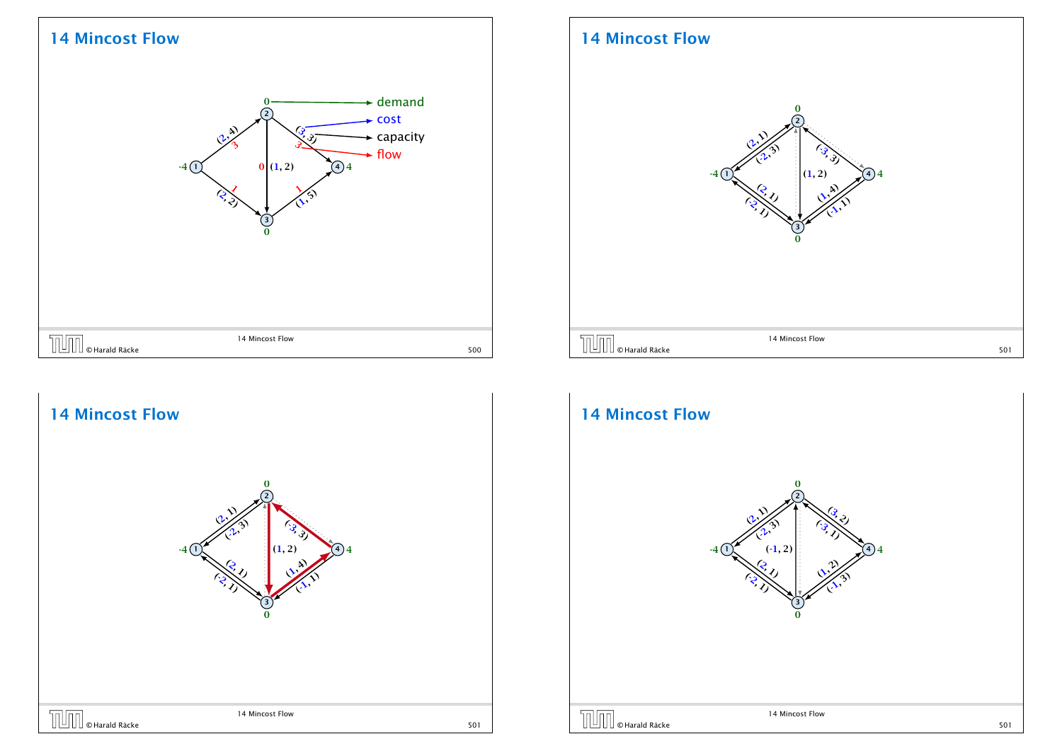# 14 Mincost Flow

demand

cost

capacity

flow

# 14 Mincost Flow

# 14 Mincost Flow

# 14 Mincost Flow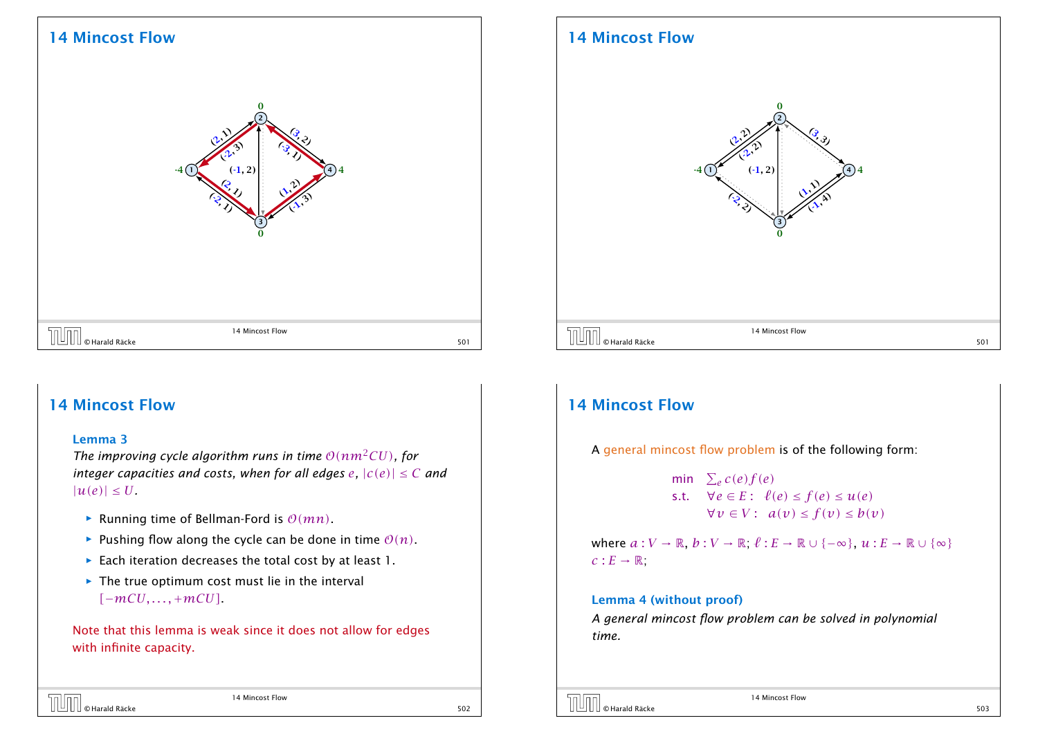## 14 Mincost Flow

-4 1, 2 0, 3 0, 4 4

(2, 1) (-2, 3) (3, 2) (-3, 1) (-1, 2) (2, 1) (-2, 1) (1, 2) (-1, 3)

## 14 Mincost Flow

-4 1, 2 0, 3 0, 4 4

(2, 2) (-2, 2) (3, 3) (-1, 2) (-2, 2) (1, 1) (-1, 4)

## 14 Mincost Flow

**Lemma 3**

*The improving cycle algorithm runs in time $\mathcal{O}(nm^2CU)$, for integer capacities and costs, when for all edges $e$, $|c(e)| \leq C$ and $|u(e)| \leq U$.*

- Running time of Bellman-Ford is $\mathcal{O}(mn)$.
- Pushing flow along the cycle can be done in time $\mathcal{O}(n)$.
- Each iteration decreases the total cost by at least 1.
- The true optimum cost must lie in the interval $[-mCU, \ldots, +mCU]$.

Note that this lemma is weak since it does not allow for edges with infinite capacity.

## 14 Mincost Flow

A general mincost flow problem is of the following form:

$$
\begin{aligned}
\min \quad & \textstyle\sum_e c(e) f(e) \\
\text{s.t.} \quad & \forall e \in E: \;\; \ell(e) \leq f(e) \leq u(e) \\
& \forall v \in V: \;\; a(v) \leq f(v) \leq b(v)
\end{aligned}
$$

where $a : V \to \mathbb{R}$, $b : V \to \mathbb{R}$; $\ell : E \to \mathbb{R} \cup \{-\infty\}$, $u : E \to \mathbb{R} \cup \{\infty\}$ $c : E \to \mathbb{R}$;

**Lemma 4 (without proof)**

*A general mincost flow problem can be solved in polynomial time.*